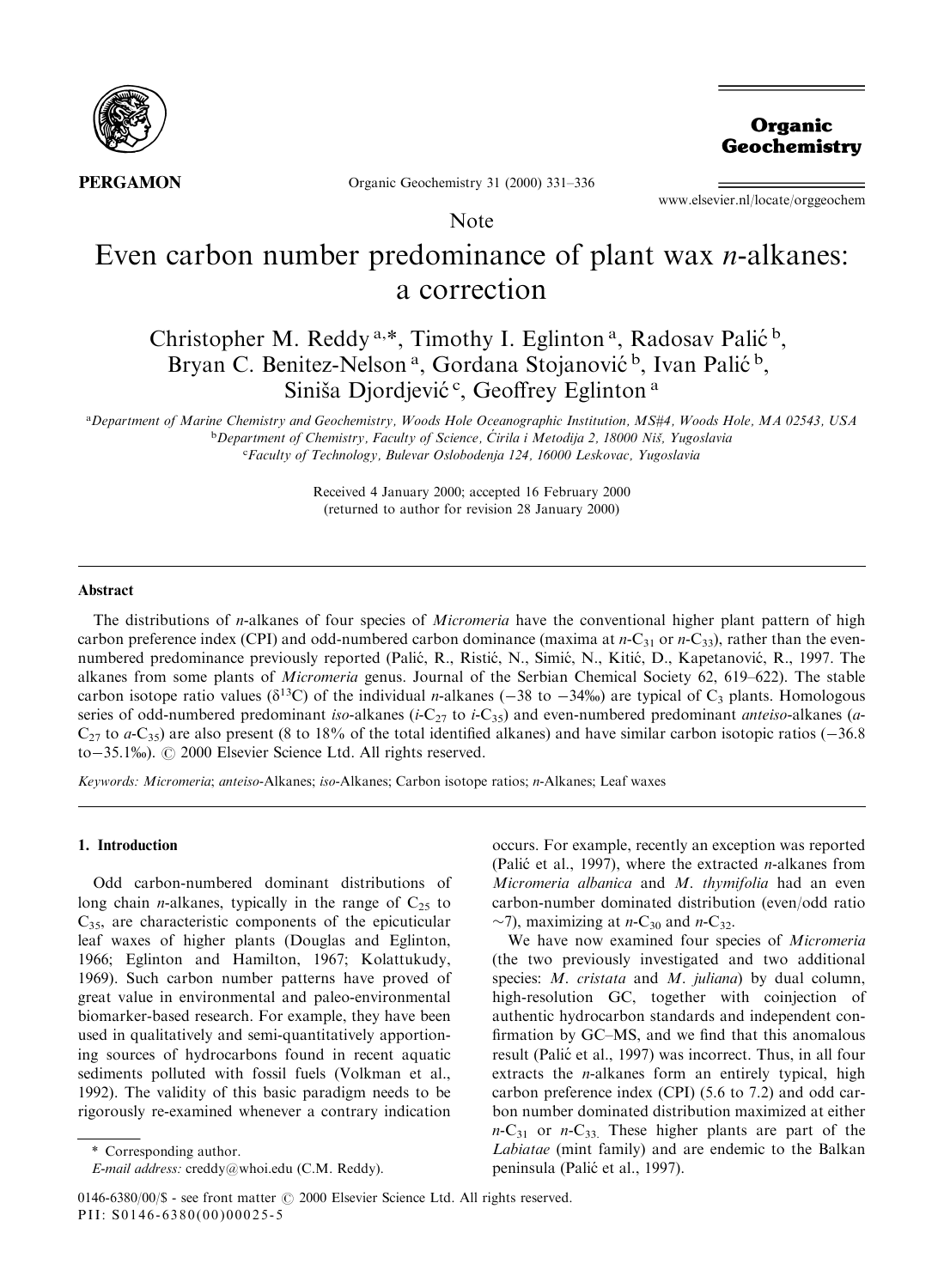Note

# Even carbon number predominance of plant wax *n*-alkanes: a correction

Christopher M. Reddy[a,*], Timothy I. Eglinton[a], Radosav Palić[b], Bryan C. Benitez-Nelson[a], Gordana Stojanović[b], Ivan Palić[b], Siniša Djordjević[c], Geoffrey Eglinton[a]

[a]Department of Marine Chemistry and Geochemistry, Woods Hole Oceanographic Institution, MS#4, Woods Hole, MA 02543, USA
[b]Department of Chemistry, Faculty of Science, Ćirila i Metodija 2, 18000 Niš, Yugoslavia
[c]Faculty of Technology, Bulevar Oslobodenja 124, 16000 Leskovac, Yugoslavia

Received 4 January 2000; accepted 16 February 2000
(returned to author for revision 28 January 2000)

## Abstract

The distributions of *n*-alkanes of four species of *Micromeria* have the conventional higher plant pattern of high carbon preference index (CPI) and odd-numbered carbon dominance (maxima at *n*-$C_{31}$ or *n*-$C_{33}$), rather than the even-numbered predominance previously reported (Palić, R., Ristić, N., Simić, N., Kitić, D., Kapetanović, R., 1997. The alkanes from some plants of *Micromeria* genus. Journal of the Serbian Chemical Society 62, 619–622). The stable carbon isotope ratio values ($\delta^{13}C$) of the individual *n*-alkanes (−38 to −34‰) are typical of $C_3$ plants. Homologous series of odd-numbered predominant *iso*-alkanes (*i*-$C_{27}$ to *i*-$C_{35}$) and even-numbered predominant *anteiso*-alkanes (*a*-$C_{27}$ to *a*-$C_{35}$) are also present (8 to 18% of the total identified alkanes) and have similar carbon isotopic ratios (−36.8 to−35.1‰). © 2000 Elsevier Science Ltd. All rights reserved.

*Keywords:* *Micromeria*; *anteiso*-Alkanes; *iso*-Alkanes; Carbon isotope ratios; *n*-Alkanes; Leaf waxes

## 1. Introduction

Odd carbon-numbered dominant distributions of long chain *n*-alkanes, typically in the range of $C_{25}$ to $C_{35}$, are characteristic components of the epicuticular leaf waxes of higher plants (Douglas and Eglinton, 1966; Eglinton and Hamilton, 1967; Kolattukudy, 1969). Such carbon number patterns have proved of great value in environmental and paleo-environmental biomarker-based research. For example, they have been used in qualitatively and semi-quantitatively apportioning sources of hydrocarbons found in recent aquatic sediments polluted with fossil fuels (Volkman et al., 1992). The validity of this basic paradigm needs to be rigorously re-examined whenever a contrary indication occurs. For example, recently an exception was reported (Palić et al., 1997), where the extracted *n*-alkanes from *Micromeria albanica* and *M. thymifolia* had an even carbon-number dominated distribution (even/odd ratio ~7), maximizing at *n*-$C_{30}$ and *n*-$C_{32}$.

We have now examined four species of *Micromeria* (the two previously investigated and two additional species: *M. cristata* and *M. juliana*) by dual column, high-resolution GC, together with coinjection of authentic hydrocarbon standards and independent confirmation by GC–MS, and we find that this anomalous result (Palić et al., 1997) was incorrect. Thus, in all four extracts the *n*-alkanes form an entirely typical, high carbon preference index (CPI) (5.6 to 7.2) and odd carbon number dominated distribution maximized at either *n*-$C_{31}$ or *n*-$C_{33}$. These higher plants are part of the *Labiatae* (mint family) and are endemic to the Balkan peninsula (Palić et al., 1997).

\* Corresponding author.
*E-mail address:* creddy@whoi.edu (C.M. Reddy).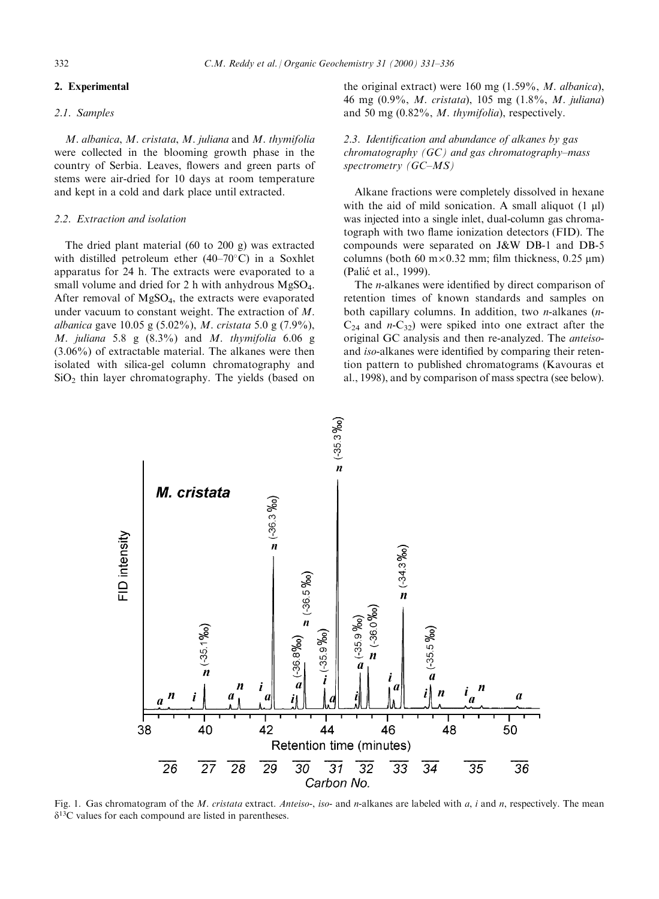## 2. Experimental

### 2.1. Samples

*M. albanica*, *M. cristata*, *M. juliana* and *M. thymifolia* were collected in the blooming growth phase in the country of Serbia. Leaves, flowers and green parts of stems were air-dried for 10 days at room temperature and kept in a cold and dark place until extracted.

### 2.2. Extraction and isolation

The dried plant material (60 to 200 g) was extracted with distilled petroleum ether (40–70°C) in a Soxhlet apparatus for 24 h. The extracts were evaporated to a small volume and dried for 2 h with anhydrous $MgSO_4$. After removal of $MgSO_4$, the extracts were evaporated under vacuum to constant weight. The extraction of *M. albanica* gave 10.05 g (5.02%), *M. cristata* 5.0 g (7.9%), *M. juliana* 5.8 g (8.3%) and *M. thymifolia* 6.06 g (3.06%) of extractable material. The alkanes were then isolated with silica-gel column chromatography and $SiO_2$ thin layer chromatography. The yields (based on the original extract) were 160 mg (1.59%, *M. albanica*), 46 mg (0.9%, *M. cristata*), 105 mg (1.8%, *M. juliana*) and 50 mg (0.82%, *M. thymifolia*), respectively.

### 2.3. Identification and abundance of alkanes by gas chromatography (GC) and gas chromatography–mass spectrometry (GC–MS)

Alkane fractions were completely dissolved in hexane with the aid of mild sonication. A small aliquot (1 µl) was injected into a single inlet, dual-column gas chromatograph with two flame ionization detectors (FID). The compounds were separated on J&W DB-1 and DB-5 columns (both 60 m×0.32 mm; film thickness, 0.25 µm) (Palić et al., 1999).

The *n*-alkanes were identified by direct comparison of retention times of known standards and samples on both capillary columns. In addition, two *n*-alkanes (*n*-$C_{24}$ and *n*-$C_{32}$) were spiked into one extract after the original GC analysis and then re-analyzed. The *anteiso*- and *iso*-alkanes were identified by comparing their retention pattern to published chromatograms (Kavouras et al., 1998), and by comparison of mass spectra (see below).

Fig. 1. Gas chromatogram of the *M. cristata* extract. *Anteiso*-, *iso*- and *n*-alkanes are labeled with *a*, *i* and *n*, respectively. The mean $\delta^{13}C$ values for each compound are listed in parentheses.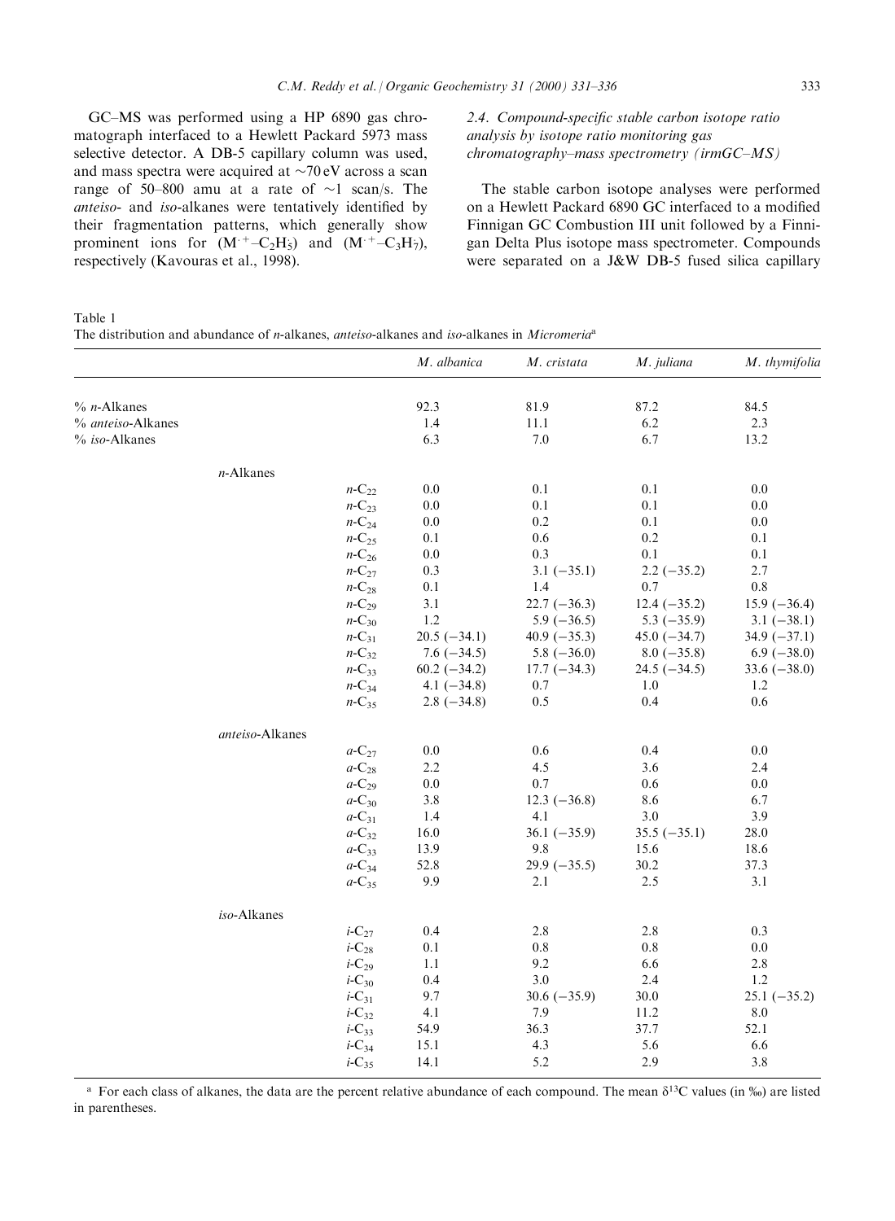GC–MS was performed using a HP 6890 gas chromatograph interfaced to a Hewlett Packard 5973 mass selective detector. A DB-5 capillary column was used, and mass spectra were acquired at ~70 eV across a scan range of 50–800 amu at a rate of ~1 scan/s. The *anteiso*- and *iso*-alkanes were tentatively identified by their fragmentation patterns, which generally show prominent ions for ($M^{\cdot +}$–$C_2H_5$) and ($M^{\cdot +}$–$C_3H_7$), respectively (Kavouras et al., 1998).

### 2.4. Compound-specific stable carbon isotope ratio analysis by isotope ratio monitoring gas chromatography–mass spectrometry (irmGC–MS)

The stable carbon isotope analyses were performed on a Hewlett Packard 6890 GC interfaced to a modified Finnigan GC Combustion III unit followed by a Finnigan Delta Plus isotope mass spectrometer. Compounds were separated on a J&W DB-5 fused silica capillary

Table 1
The distribution and abundance of *n*-alkanes, *anteiso*-alkanes and *iso*-alkanes in *Micromeria*[a]

| | | *M. albanica* | *M. cristata* | *M. juliana* | *M. thymifolia* |
|---|---|---|---|---|---|
| % *n*-Alkanes | | 92.3 | 81.9 | 87.2 | 84.5 |
| % *anteiso*-Alkanes | | 1.4 | 11.1 | 6.2 | 2.3 |
| % *iso*-Alkanes | | 6.3 | 7.0 | 6.7 | 13.2 |
| *n*-Alkanes | | | | | |
| | $n$-$C_{22}$ | 0.0 | 0.1 | 0.1 | 0.0 |
| | $n$-$C_{23}$ | 0.0 | 0.1 | 0.1 | 0.0 |
| | $n$-$C_{24}$ | 0.0 | 0.2 | 0.1 | 0.0 |
| | $n$-$C_{25}$ | 0.1 | 0.6 | 0.2 | 0.1 |
| | $n$-$C_{26}$ | 0.0 | 0.3 | 0.1 | 0.1 |
| | $n$-$C_{27}$ | 0.3 | 3.1 (−35.1) | 2.2 (−35.2) | 2.7 |
| | $n$-$C_{28}$ | 0.1 | 1.4 | 0.7 | 0.8 |
| | $n$-$C_{29}$ | 3.1 | 22.7 (−36.3) | 12.4 (−35.2) | 15.9 (−36.4) |
| | $n$-$C_{30}$ | 1.2 | 5.9 (−36.5) | 5.3 (−35.9) | 3.1 (−38.1) |
| | $n$-$C_{31}$ | 20.5 (−34.1) | 40.9 (−35.3) | 45.0 (−34.7) | 34.9 (−37.1) |
| | $n$-$C_{32}$ | 7.6 (−34.5) | 5.8 (−36.0) | 8.0 (−35.8) | 6.9 (−38.0) |
| | $n$-$C_{33}$ | 60.2 (−34.2) | 17.7 (−34.3) | 24.5 (−34.5) | 33.6 (−38.0) |
| | $n$-$C_{34}$ | 4.1 (−34.8) | 0.7 | 1.0 | 1.2 |
| | $n$-$C_{35}$ | 2.8 (−34.8) | 0.5 | 0.4 | 0.6 |
| *anteiso*-Alkanes | | | | | |
| | $a$-$C_{27}$ | 0.0 | 0.6 | 0.4 | 0.0 |
| | $a$-$C_{28}$ | 2.2 | 4.5 | 3.6 | 2.4 |
| | $a$-$C_{29}$ | 0.0 | 0.7 | 0.6 | 0.0 |
| | $a$-$C_{30}$ | 3.8 | 12.3 (−36.8) | 8.6 | 6.7 |
| | $a$-$C_{31}$ | 1.4 | 4.1 | 3.0 | 3.9 |
| | $a$-$C_{32}$ | 16.0 | 36.1 (−35.9) | 35.5 (−35.1) | 28.0 |
| | $a$-$C_{33}$ | 13.9 | 9.8 | 15.6 | 18.6 |
| | $a$-$C_{34}$ | 52.8 | 29.9 (−35.5) | 30.2 | 37.3 |
| | $a$-$C_{35}$ | 9.9 | 2.1 | 2.5 | 3.1 |
| *iso*-Alkanes | | | | | |
| | $i$-$C_{27}$ | 0.4 | 2.8 | 2.8 | 0.3 |
| | $i$-$C_{28}$ | 0.1 | 0.8 | 0.8 | 0.0 |
| | $i$-$C_{29}$ | 1.1 | 9.2 | 6.6 | 2.8 |
| | $i$-$C_{30}$ | 0.4 | 3.0 | 2.4 | 1.2 |
| | $i$-$C_{31}$ | 9.7 | 30.6 (−35.9) | 30.0 | 25.1 (−35.2) |
| | $i$-$C_{32}$ | 4.1 | 7.9 | 11.2 | 8.0 |
| | $i$-$C_{33}$ | 54.9 | 36.3 | 37.7 | 52.1 |
| | $i$-$C_{34}$ | 15.1 | 4.3 | 5.6 | 6.6 |
| | $i$-$C_{35}$ | 14.1 | 5.2 | 2.9 | 3.8 |

[a] For each class of alkanes, the data are the percent relative abundance of each compound. The mean $\delta^{13}C$ values (in ‰) are listed in parentheses.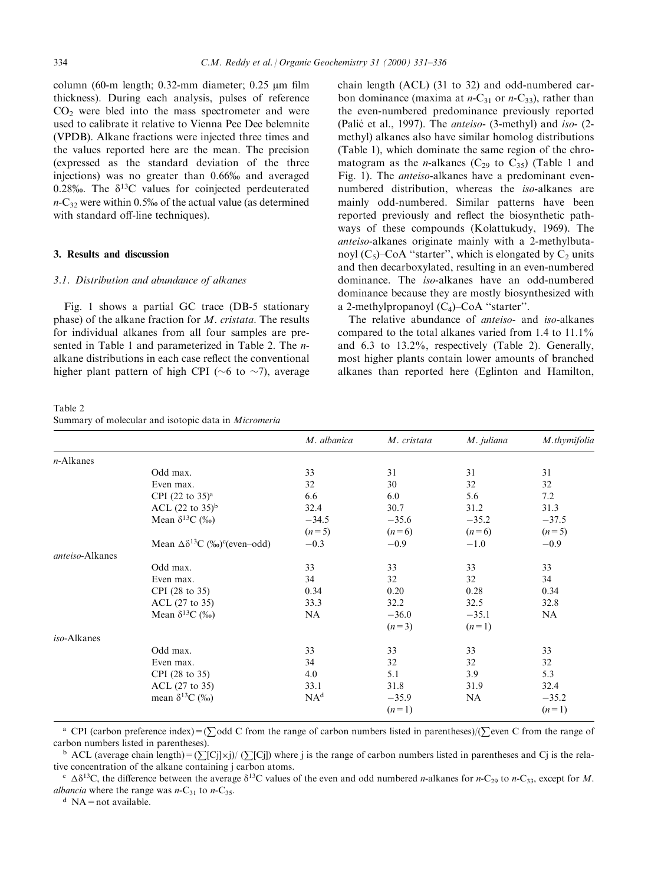column (60-m length; 0.32-mm diameter; 0.25 μm film thickness). During each analysis, pulses of reference $CO_2$ were bled into the mass spectrometer and were used to calibrate it relative to Vienna Pee Dee belemnite (VPDB). Alkane fractions were injected three times and the values reported here are the mean. The precision (expressed as the standard deviation of the three injections) was no greater than 0.66‰ and averaged 0.28‰. The $\delta^{13}C$ values for coinjected perdeuterated $n$-$C_{32}$ were within 0.5‰ of the actual value (as determined with standard off-line techniques).

## 3. Results and discussion

### 3.1. Distribution and abundance of alkanes

Fig. 1 shows a partial GC trace (DB-5 stationary phase) of the alkane fraction for *M. cristata*. The results for individual alkanes from all four samples are presented in Table 1 and parameterized in Table 2. The *n*-alkane distributions in each case reflect the conventional higher plant pattern of high CPI (~6 to ~7), average chain length (ACL) (31 to 32) and odd-numbered carbon dominance (maxima at $n$-$C_{31}$ or $n$-$C_{33}$), rather than the even-numbered predominance previously reported (Palić et al., 1997). The *anteiso*- (3-methyl) and *iso*- (2-methyl) alkanes also have similar homolog distributions (Table 1), which dominate the same region of the chromatogram as the *n*-alkanes ($C_{29}$ to $C_{35}$) (Table 1 and Fig. 1). The *anteiso*-alkanes have a predominant even-numbered distribution, whereas the *iso*-alkanes are mainly odd-numbered. Similar patterns have been reported previously and reflect the biosynthetic pathways of these compounds (Kolattukudy, 1969). The *anteiso*-alkanes originate mainly with a 2-methylbutanoyl ($C_5$)–CoA "starter", which is elongated by $C_2$ units and then decarboxylated, resulting in an even-numbered dominance. The *iso*-alkanes have an odd-numbered dominance because they are mostly biosynthesized with a 2-methylpropanoyl ($C_4$)–CoA "starter".

The relative abundance of *anteiso*- and *iso*-alkanes compared to the total alkanes varied from 1.4 to 11.1% and 6.3 to 13.2%, respectively (Table 2). Generally, most higher plants contain lower amounts of branched alkanes than reported here (Eglinton and Hamilton,

Table 2
Summary of molecular and isotopic data in *Micromeria*

| | | *M. albanica* | *M. cristata* | *M. juliana* | *M. thymifolia* |
|---|---|---|---|---|---|
| *n*-Alkanes | | | | | |
| | Odd max. | 33 | 31 | 31 | 31 |
| | Even max. | 32 | 30 | 32 | 32 |
| | CPI (22 to 35)[a] | 6.6 | 6.0 | 5.6 | 7.2 |
| | ACL (22 to 35)[b] | 32.4 | 30.7 | 31.2 | 31.3 |
| | Mean $\delta^{13}C$ (‰) | −34.5 | −35.6 | −35.2 | −37.5 |
| | | ($n=5$) | ($n=6$) | ($n=6$) | ($n=5$) |
| | Mean $\Delta\delta^{13}C$ (‰)[c](even–odd) | −0.3 | −0.9 | −1.0 | −0.9 |
| *anteiso*-Alkanes | | | | | |
| | Odd max. | 33 | 33 | 33 | 33 |
| | Even max. | 34 | 32 | 32 | 34 |
| | CPI (28 to 35) | 0.34 | 0.20 | 0.28 | 0.34 |
| | ACL (27 to 35) | 33.3 | 32.2 | 32.5 | 32.8 |
| | Mean $\delta^{13}C$ (‰) | NA | −36.0 | −35.1 | NA |
| | | | ($n=3$) | ($n=1$) | |
| *iso*-Alkanes | | | | | |
| | Odd max. | 33 | 33 | 33 | 33 |
| | Even max. | 34 | 32 | 32 | 32 |
| | CPI (28 to 35) | 4.0 | 5.1 | 3.9 | 5.3 |
| | ACL (27 to 35) | 33.1 | 31.8 | 31.9 | 32.4 |
| | mean $\delta^{13}C$ (‰) | NA[d] | −35.9 | NA | −35.2 |
| | | | ($n=1$) | | ($n=1$) |

[a] CPI (carbon preference index) = (∑odd C from the range of carbon numbers listed in parentheses)/(∑even C from the range of carbon numbers listed in parentheses).

[b] ACL (average chain length) = (∑[Cj]×j)/ (∑[Cj]) where j is the range of carbon numbers listed in parentheses and Cj is the relative concentration of the alkane containing j carbon atoms.

[c] $\Delta\delta^{13}C$, the difference between the average $\delta^{13}C$ values of the even and odd numbered *n*-alkanes for $n$-$C_{29}$ to $n$-$C_{33}$, except for *M. albancia* where the range was $n$-$C_{31}$ to $n$-$C_{35}$.

[d] NA = not available.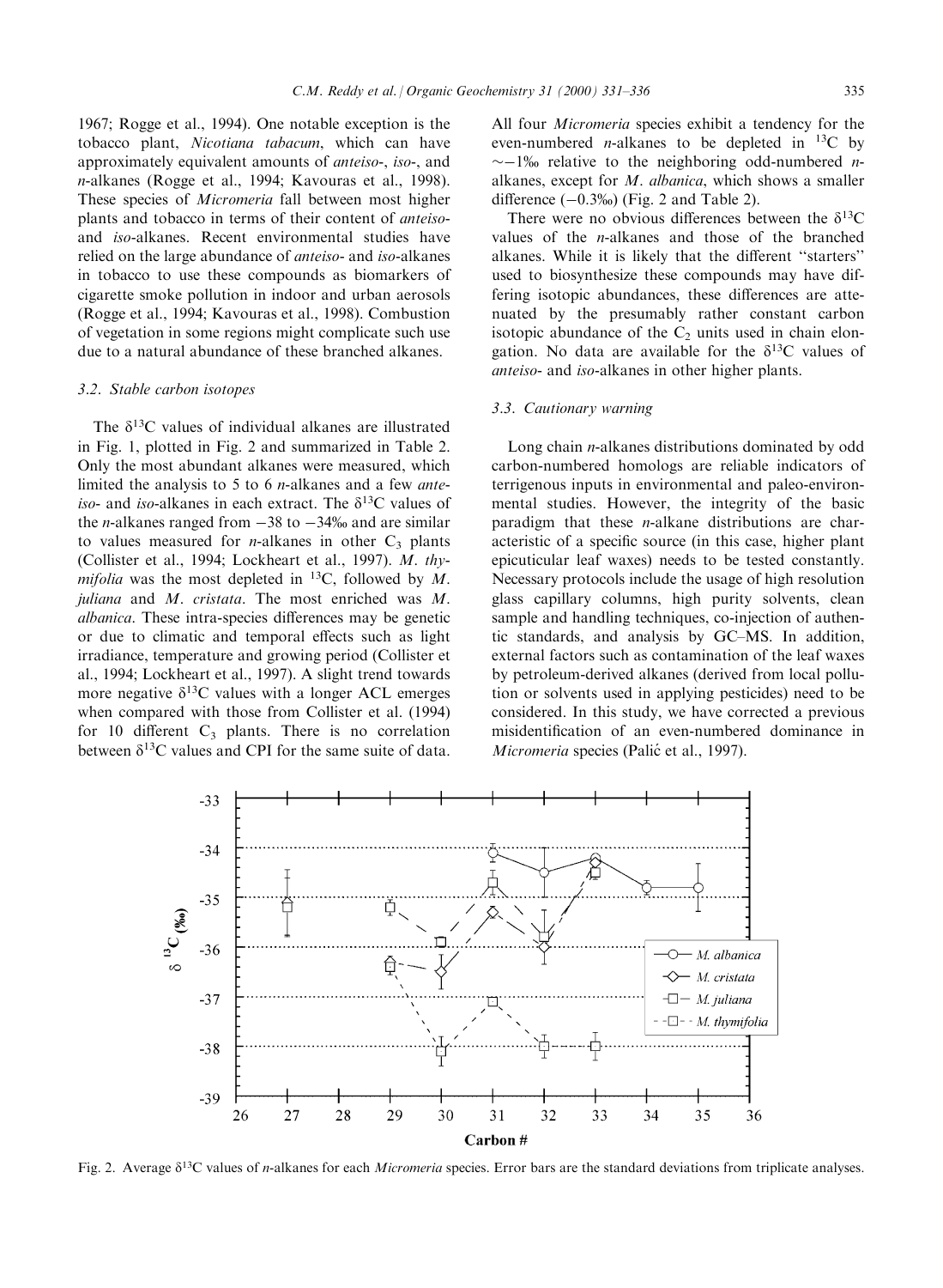1967; Rogge et al., 1994). One notable exception is the tobacco plant, *Nicotiana tabacum*, which can have approximately equivalent amounts of *anteiso*-, *iso*-, and *n*-alkanes (Rogge et al., 1994; Kavouras et al., 1998). These species of *Micromeria* fall between most higher plants and tobacco in terms of their content of *anteiso*- and *iso*-alkanes. Recent environmental studies have relied on the large abundance of *anteiso*- and *iso*-alkanes in tobacco to use these compounds as biomarkers of cigarette smoke pollution in indoor and urban aerosols (Rogge et al., 1994; Kavouras et al., 1998). Combustion of vegetation in some regions might complicate such use due to a natural abundance of these branched alkanes.

### 3.2. Stable carbon isotopes

The $\delta^{13}C$ values of individual alkanes are illustrated in Fig. 1, plotted in Fig. 2 and summarized in Table 2. Only the most abundant alkanes were measured, which limited the analysis to 5 to 6 *n*-alkanes and a few *anteiso*- and *iso*-alkanes in each extract. The $\delta^{13}C$ values of the *n*-alkanes ranged from −38 to −34‰ and are similar to values measured for *n*-alkanes in other $C_3$ plants (Collister et al., 1994; Lockheart et al., 1997). *M. thymifolia* was the most depleted in $^{13}C$, followed by *M. juliana* and *M. cristata*. The most enriched was *M. albanica*. These intra-species differences may be genetic or due to climatic and temporal effects such as light irradiance, temperature and growing period (Collister et al., 1994; Lockheart et al., 1997). A slight trend towards more negative $\delta^{13}C$ values with a longer ACL emerges when compared with those from Collister et al. (1994) for 10 different $C_3$ plants. There is no correlation between $\delta^{13}C$ values and CPI for the same suite of data.

All four *Micromeria* species exhibit a tendency for the even-numbered *n*-alkanes to be depleted in $^{13}C$ by ∼−1‰ relative to the neighboring odd-numbered *n*-alkanes, except for *M. albanica*, which shows a smaller difference (−0.3‰) (Fig. 2 and Table 2).

There were no obvious differences between the $\delta^{13}C$ values of the *n*-alkanes and those of the branched alkanes. While it is likely that the different "starters" used to biosynthesize these compounds may have differing isotopic abundances, these differences are attenuated by the presumably rather constant carbon isotopic abundance of the $C_2$ units used in chain elongation. No data are available for the $\delta^{13}C$ values of *anteiso*- and *iso*-alkanes in other higher plants.

### 3.3. Cautionary warning

Long chain *n*-alkanes distributions dominated by odd carbon-numbered homologs are reliable indicators of terrigenous inputs in environmental and paleo-environmental studies. However, the integrity of the basic paradigm that these *n*-alkane distributions are characteristic of a specific source (in this case, higher plant epicuticular leaf waxes) needs to be tested constantly. Necessary protocols include the usage of high resolution glass capillary columns, high purity solvents, clean sample and handling techniques, co-injection of authentic standards, and analysis by GC–MS. In addition, external factors such as contamination of the leaf waxes by petroleum-derived alkanes (derived from local pollution or solvents used in applying pesticides) need to be considered. In this study, we have corrected a previous misidentification of an even-numbered dominance in *Micromeria* species (Palić et al., 1997).

Fig. 2. Average $\delta^{13}C$ values of *n*-alkanes for each *Micromeria* species. Error bars are the standard deviations from triplicate analyses.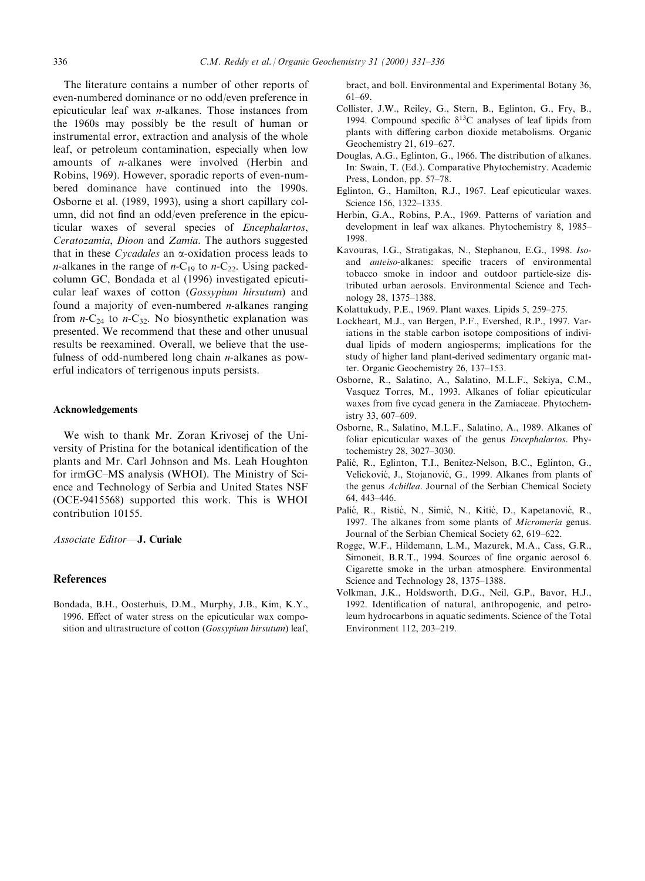The literature contains a number of other reports of even-numbered dominance or no odd/even preference in epicuticular leaf wax *n*-alkanes. Those instances from the 1960s may possibly be the result of human or instrumental error, extraction and analysis of the whole leaf, or petroleum contamination, especially when low amounts of *n*-alkanes were involved (Herbin and Robins, 1969). However, sporadic reports of even-numbered dominance have continued into the 1990s. Osborne et al. (1989, 1993), using a short capillary column, did not find an odd/even preference in the epicuticular waxes of several species of *Encephalartos*, *Ceratozamia*, *Dioon* and *Zamia*. The authors suggested that in these *Cycadales* an α-oxidation process leads to *n*-alkanes in the range of *n*-$C_{19}$ to *n*-$C_{22}$. Using packed-column GC, Bondada et al (1996) investigated epicuticular leaf waxes of cotton (*Gossypium hirsutum*) and found a majority of even-numbered *n*-alkanes ranging from *n*-$C_{24}$ to *n*-$C_{32}$. No biosynthetic explanation was presented. We recommend that these and other unusual results be reexamined. Overall, we believe that the usefulness of odd-numbered long chain *n*-alkanes as powerful indicators of terrigenous inputs persists.

## Acknowledgements

We wish to thank Mr. Zoran Krivosej of the University of Pristina for the botanical identification of the plants and Mr. Carl Johnson and Ms. Leah Houghton for irmGC–MS analysis (WHOI). The Ministry of Science and Technology of Serbia and United States NSF (OCE-9415568) supported this work. This is WHOI contribution 10155.

*Associate Editor*—**J. Curiale**

## References

Bondada, B.H., Oosterhuis, D.M., Murphy, J.B., Kim, K.Y., 1996. Effect of water stress on the epicuticular wax composition and ultrastructure of cotton (*Gossypium hirsutum*) leaf, bract, and boll. Environmental and Experimental Botany 36, 61–69.

Collister, J.W., Reiley, G., Stern, B., Eglinton, G., Fry, B., 1994. Compound specific $\delta^{13}C$ analyses of leaf lipids from plants with differing carbon dioxide metabolisms. Organic Geochemistry 21, 619–627.

Douglas, A.G., Eglinton, G., 1966. The distribution of alkanes. In: Swain, T. (Ed.). Comparative Phytochemistry. Academic Press, London, pp. 57–78.

Eglinton, G., Hamilton, R.J., 1967. Leaf epicuticular waxes. Science 156, 1322–1335.

Herbin, G.A., Robins, P.A., 1969. Patterns of variation and development in leaf wax alkanes. Phytochemistry 8, 1985–1998.

Kavouras, I.G., Stratigakas, N., Stephanou, E.G., 1998. *Iso*- and *anteiso*-alkanes: specific tracers of environmental tobacco smoke in indoor and outdoor particle-size distributed urban aerosols. Environmental Science and Technology 28, 1375–1388.

Kolattukudy, P.E., 1969. Plant waxes. Lipids 5, 259–275.

Lockheart, M.J., van Bergen, P.F., Evershed, R.P., 1997. Variations in the stable carbon isotope compositions of individual lipids of modern angiosperms; implications for the study of higher land plant-derived sedimentary organic matter. Organic Geochemistry 26, 137–153.

Osborne, R., Salatino, A., Salatino, M.L.F., Sekiya, C.M., Vasquez Torres, M., 1993. Alkanes of foliar epicuticular waxes from five cycad genera in the Zamiaceae. Phytochemistry 33, 607–609.

Osborne, R., Salatino, M.L.F., Salatino, A., 1989. Alkanes of foliar epicuticular waxes of the genus *Encephalartos*. Phytochemistry 28, 3027–3030.

Palić, R., Eglinton, T.I., Benitez-Nelson, B.C., Eglinton, G., Velicković, J., Stojanović, G., 1999. Alkanes from plants of the genus *Achillea*. Journal of the Serbian Chemical Society 64, 443–446.

Palić, R., Ristić, N., Simić, N., Kitić, D., Kapetanović, R., 1997. The alkanes from some plants of *Micromeria* genus. Journal of the Serbian Chemical Society 62, 619–622.

Rogge, W.F., Hildemann, L.M., Mazurek, M.A., Cass, G.R., Simoneit, B.R.T., 1994. Sources of fine organic aerosol 6. Cigarette smoke in the urban atmosphere. Environmental Science and Technology 28, 1375–1388.

Volkman, J.K., Holdsworth, D.G., Neil, G.P., Bavor, H.J., 1992. Identification of natural, anthropogenic, and petroleum hydrocarbons in aquatic sediments. Science of the Total Environment 112, 203–219.